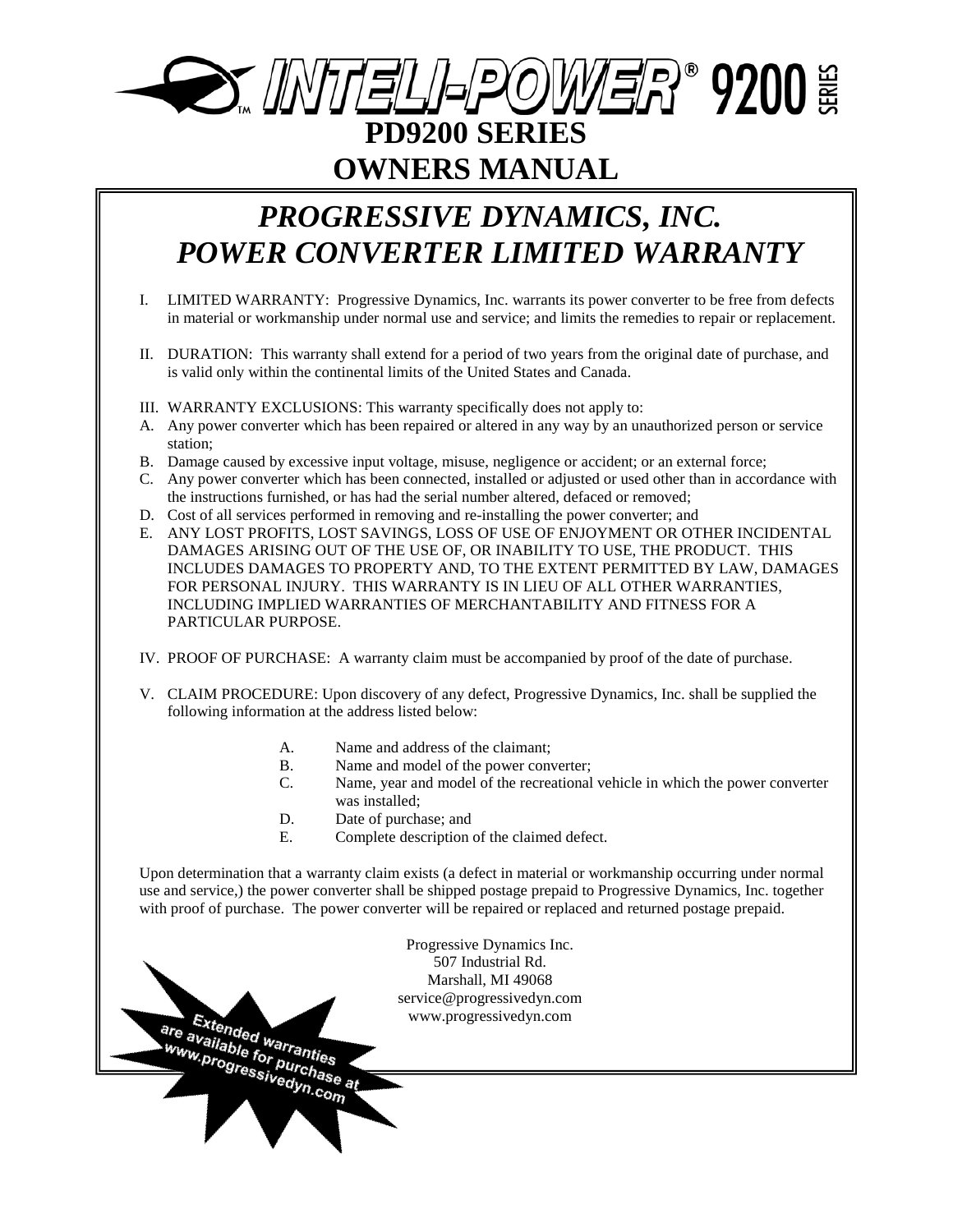# INTELI-POWER® 9200 SERIES

# PD9200 SERIES
# OWNERS MANUAL

## *PROGRESSIVE DYNAMICS, INC.*
## *POWER CONVERTER LIMITED WARRANTY*

I. LIMITED WARRANTY: Progressive Dynamics, Inc. warrants its power converter to be free from defects in material or workmanship under normal use and service; and limits the remedies to repair or replacement.

II. DURATION: This warranty shall extend for a period of two years from the original date of purchase, and is valid only within the continental limits of the United States and Canada.

III. WARRANTY EXCLUSIONS: This warranty specifically does not apply to:

A. Any power converter which has been repaired or altered in any way by an unauthorized person or service station;
B. Damage caused by excessive input voltage, misuse, negligence or accident; or an external force;
C. Any power converter which has been connected, installed or adjusted or used other than in accordance with the instructions furnished, or has had the serial number altered, defaced or removed;
D. Cost of all services performed in removing and re-installing the power converter; and
E. ANY LOST PROFITS, LOST SAVINGS, LOSS OF USE OF ENJOYMENT OR OTHER INCIDENTAL DAMAGES ARISING OUT OF THE USE OF, OR INABILITY TO USE, THE PRODUCT. THIS INCLUDES DAMAGES TO PROPERTY AND, TO THE EXTENT PERMITTED BY LAW, DAMAGES FOR PERSONAL INJURY. THIS WARRANTY IS IN LIEU OF ALL OTHER WARRANTIES, INCLUDING IMPLIED WARRANTIES OF MERCHANTABILITY AND FITNESS FOR A PARTICULAR PURPOSE.

IV. PROOF OF PURCHASE: A warranty claim must be accompanied by proof of the date of purchase.

V. CLAIM PROCEDURE: Upon discovery of any defect, Progressive Dynamics, Inc. shall be supplied the following information at the address listed below:

A. Name and address of the claimant;
B. Name and model of the power converter;
C. Name, year and model of the recreational vehicle in which the power converter was installed;
D. Date of purchase; and
E. Complete description of the claimed defect.

Upon determination that a warranty claim exists (a defect in material or workmanship occurring under normal use and service,) the power converter shall be shipped postage prepaid to Progressive Dynamics, Inc. together with proof of purchase. The power converter will be repaired or replaced and returned postage prepaid.

Progressive Dynamics Inc.
507 Industrial Rd.
Marshall, MI 49068
service@progressivedyn.com
www.progressivedyn.com

Extended warranties are available for purchase at www.progressivedyn.com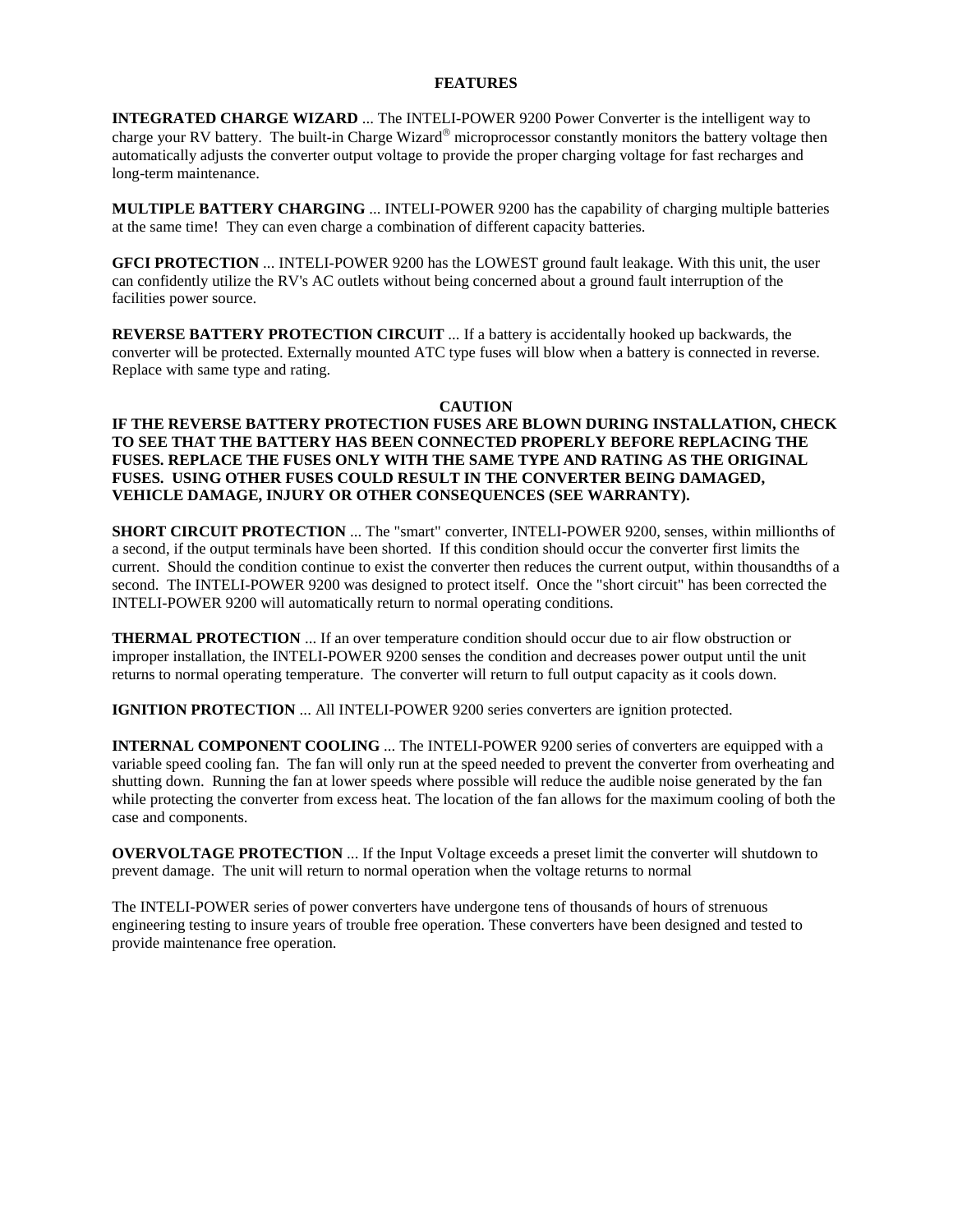## FEATURES

**INTEGRATED CHARGE WIZARD** ... The INTELI-POWER 9200 Power Converter is the intelligent way to charge your RV battery. The built-in Charge Wizard® microprocessor constantly monitors the battery voltage then automatically adjusts the converter output voltage to provide the proper charging voltage for fast recharges and long-term maintenance.

**MULTIPLE BATTERY CHARGING** ... INTELI-POWER 9200 has the capability of charging multiple batteries at the same time! They can even charge a combination of different capacity batteries.

**GFCI PROTECTION** ... INTELI-POWER 9200 has the LOWEST ground fault leakage. With this unit, the user can confidently utilize the RV's AC outlets without being concerned about a ground fault interruption of the facilities power source.

**REVERSE BATTERY PROTECTION CIRCUIT** ... If a battery is accidentally hooked up backwards, the converter will be protected. Externally mounted ATC type fuses will blow when a battery is connected in reverse. Replace with same type and rating.

**CAUTION**

**IF THE REVERSE BATTERY PROTECTION FUSES ARE BLOWN DURING INSTALLATION, CHECK TO SEE THAT THE BATTERY HAS BEEN CONNECTED PROPERLY BEFORE REPLACING THE FUSES. REPLACE THE FUSES ONLY WITH THE SAME TYPE AND RATING AS THE ORIGINAL FUSES. USING OTHER FUSES COULD RESULT IN THE CONVERTER BEING DAMAGED, VEHICLE DAMAGE, INJURY OR OTHER CONSEQUENCES (SEE WARRANTY).**

**SHORT CIRCUIT PROTECTION** ... The "smart" converter, INTELI-POWER 9200, senses, within millionths of a second, if the output terminals have been shorted. If this condition should occur the converter first limits the current. Should the condition continue to exist the converter then reduces the current output, within thousandths of a second. The INTELI-POWER 9200 was designed to protect itself. Once the "short circuit" has been corrected the INTELI-POWER 9200 will automatically return to normal operating conditions.

**THERMAL PROTECTION** ... If an over temperature condition should occur due to air flow obstruction or improper installation, the INTELI-POWER 9200 senses the condition and decreases power output until the unit returns to normal operating temperature. The converter will return to full output capacity as it cools down.

**IGNITION PROTECTION** ... All INTELI-POWER 9200 series converters are ignition protected.

**INTERNAL COMPONENT COOLING** ... The INTELI-POWER 9200 series of converters are equipped with a variable speed cooling fan. The fan will only run at the speed needed to prevent the converter from overheating and shutting down. Running the fan at lower speeds where possible will reduce the audible noise generated by the fan while protecting the converter from excess heat. The location of the fan allows for the maximum cooling of both the case and components.

**OVERVOLTAGE PROTECTION** ... If the Input Voltage exceeds a preset limit the converter will shutdown to prevent damage. The unit will return to normal operation when the voltage returns to normal

The INTELI-POWER series of power converters have undergone tens of thousands of hours of strenuous engineering testing to insure years of trouble free operation. These converters have been designed and tested to provide maintenance free operation.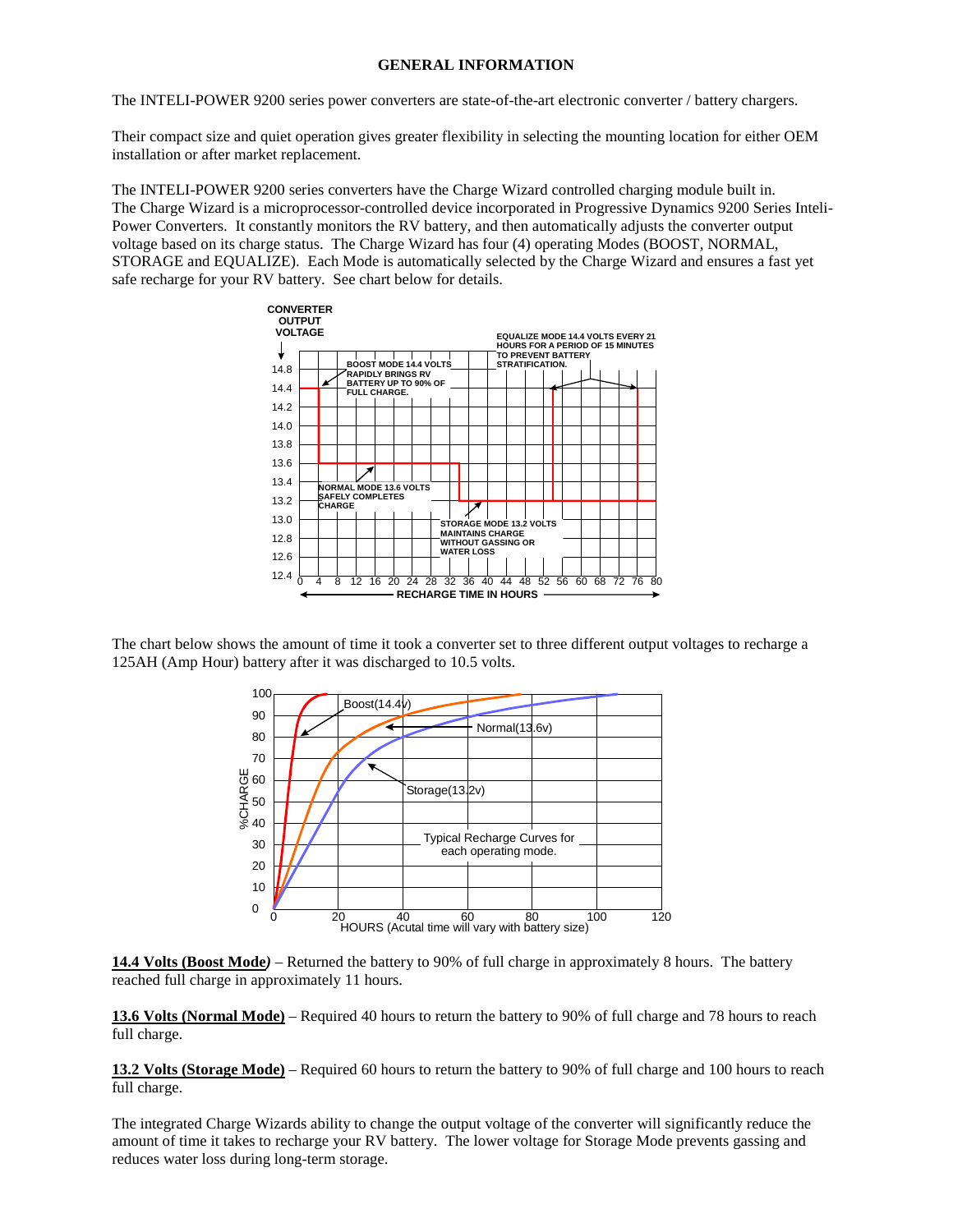## GENERAL INFORMATION

The INTELI-POWER 9200 series power converters are state-of-the-art electronic converter / battery chargers.

Their compact size and quiet operation gives greater flexibility in selecting the mounting location for either OEM installation or after market replacement.

The INTELI-POWER 9200 series converters have the Charge Wizard controlled charging module built in. The Charge Wizard is a microprocessor-controlled device incorporated in Progressive Dynamics 9200 Series Inteli-Power Converters. It constantly monitors the RV battery, and then automatically adjusts the converter output voltage based on its charge status. The Charge Wizard has four (4) operating Modes (BOOST, NORMAL, STORAGE and EQUALIZE). Each Mode is automatically selected by the Charge Wizard and ensures a fast yet safe recharge for your RV battery. See chart below for details.

CONVERTER OUTPUT VOLTAGE

BOOST MODE 14.4 VOLTS RAPIDLY BRINGS RV BATTERY UP TO 90% OF FULL CHARGE.

EQUALIZE MODE 14.4 VOLTS EVERY 21 HOURS FOR A PERIOD OF 15 MINUTES TO PREVENT BATTERY STRATIFICATION.

NORMAL MODE 13.6 VOLTS SAFELY COMPLETES CHARGE

STORAGE MODE 13.2 VOLTS MAINTAINS CHARGE WITHOUT GASSING OR WATER LOSS

RECHARGE TIME IN HOURS

The chart below shows the amount of time it took a converter set to three different output voltages to recharge a 125AH (Amp Hour) battery after it was discharged to 10.5 volts.

Boost(14.4v)

Normal(13.6v)

Storage(13.2v)

Typical Recharge Curves for each operating mode.

%CHARGE

HOURS (Acutal time will vary with battery size)

**14.4 Volts (Boost Mode)** – Returned the battery to 90% of full charge in approximately 8 hours. The battery reached full charge in approximately 11 hours.

**13.6 Volts (Normal Mode)** – Required 40 hours to return the battery to 90% of full charge and 78 hours to reach full charge.

**13.2 Volts (Storage Mode)** – Required 60 hours to return the battery to 90% of full charge and 100 hours to reach full charge.

The integrated Charge Wizards ability to change the output voltage of the converter will significantly reduce the amount of time it takes to recharge your RV battery. The lower voltage for Storage Mode prevents gassing and reduces water loss during long-term storage.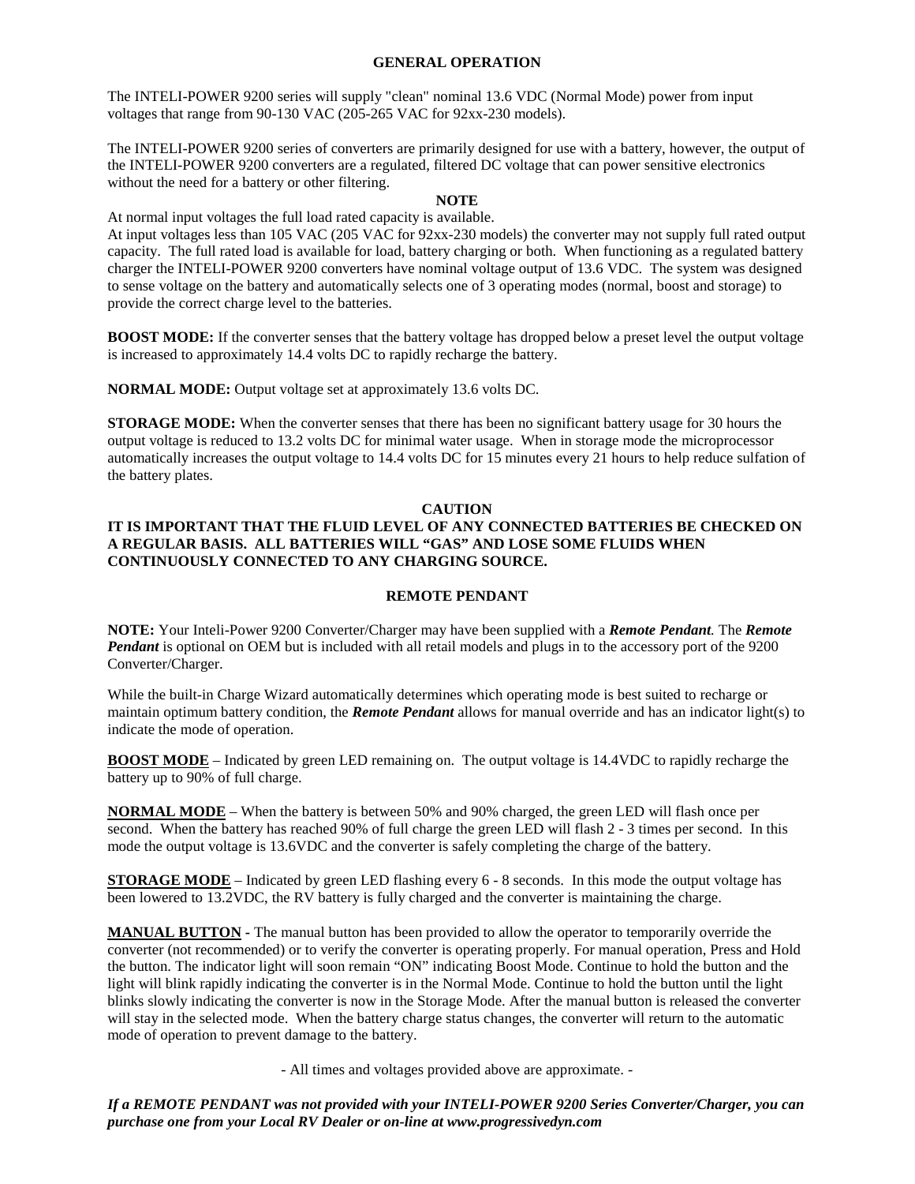## GENERAL OPERATION

The INTELI-POWER 9200 series will supply "clean" nominal 13.6 VDC (Normal Mode) power from input voltages that range from 90-130 VAC (205-265 VAC for 92xx-230 models).

The INTELI-POWER 9200 series of converters are primarily designed for use with a battery, however, the output of the INTELI-POWER 9200 converters are a regulated, filtered DC voltage that can power sensitive electronics without the need for a battery or other filtering.

**NOTE**

At normal input voltages the full load rated capacity is available.
At input voltages less than 105 VAC (205 VAC for 92xx-230 models) the converter may not supply full rated output capacity. The full rated load is available for load, battery charging or both. When functioning as a regulated battery charger the INTELI-POWER 9200 converters have nominal voltage output of 13.6 VDC. The system was designed to sense voltage on the battery and automatically selects one of 3 operating modes (normal, boost and storage) to provide the correct charge level to the batteries.

**BOOST MODE:** If the converter senses that the battery voltage has dropped below a preset level the output voltage is increased to approximately 14.4 volts DC to rapidly recharge the battery.

**NORMAL MODE:** Output voltage set at approximately 13.6 volts DC.

**STORAGE MODE:** When the converter senses that there has been no significant battery usage for 30 hours the output voltage is reduced to 13.2 volts DC for minimal water usage. When in storage mode the microprocessor automatically increases the output voltage to 14.4 volts DC for 15 minutes every 21 hours to help reduce sulfation of the battery plates.

**CAUTION**

**IT IS IMPORTANT THAT THE FLUID LEVEL OF ANY CONNECTED BATTERIES BE CHECKED ON A REGULAR BASIS. ALL BATTERIES WILL "GAS" AND LOSE SOME FLUIDS WHEN CONTINUOUSLY CONNECTED TO ANY CHARGING SOURCE.**

## REMOTE PENDANT

**NOTE:** Your Inteli-Power 9200 Converter/Charger may have been supplied with a ***Remote Pendant***. The ***Remote Pendant*** is optional on OEM but is included with all retail models and plugs in to the accessory port of the 9200 Converter/Charger.

While the built-in Charge Wizard automatically determines which operating mode is best suited to recharge or maintain optimum battery condition, the ***Remote Pendant*** allows for manual override and has an indicator light(s) to indicate the mode of operation.

**BOOST MODE** – Indicated by green LED remaining on. The output voltage is 14.4VDC to rapidly recharge the battery up to 90% of full charge.

**NORMAL MODE** – When the battery is between 50% and 90% charged, the green LED will flash once per second. When the battery has reached 90% of full charge the green LED will flash 2 - 3 times per second. In this mode the output voltage is 13.6VDC and the converter is safely completing the charge of the battery.

**STORAGE MODE** – Indicated by green LED flashing every 6 - 8 seconds. In this mode the output voltage has been lowered to 13.2VDC, the RV battery is fully charged and the converter is maintaining the charge.

**MANUAL BUTTON** - The manual button has been provided to allow the operator to temporarily override the converter (not recommended) or to verify the converter is operating properly. For manual operation, Press and Hold the button. The indicator light will soon remain "ON" indicating Boost Mode. Continue to hold the button and the light will blink rapidly indicating the converter is in the Normal Mode. Continue to hold the button until the light blinks slowly indicating the converter is now in the Storage Mode. After the manual button is released the converter will stay in the selected mode. When the battery charge status changes, the converter will return to the automatic mode of operation to prevent damage to the battery.

\- All times and voltages provided above are approximate. -

***If a REMOTE PENDANT was not provided with your INTELI-POWER 9200 Series Converter/Charger, you can purchase one from your Local RV Dealer or on-line at www.progressivedyn.com***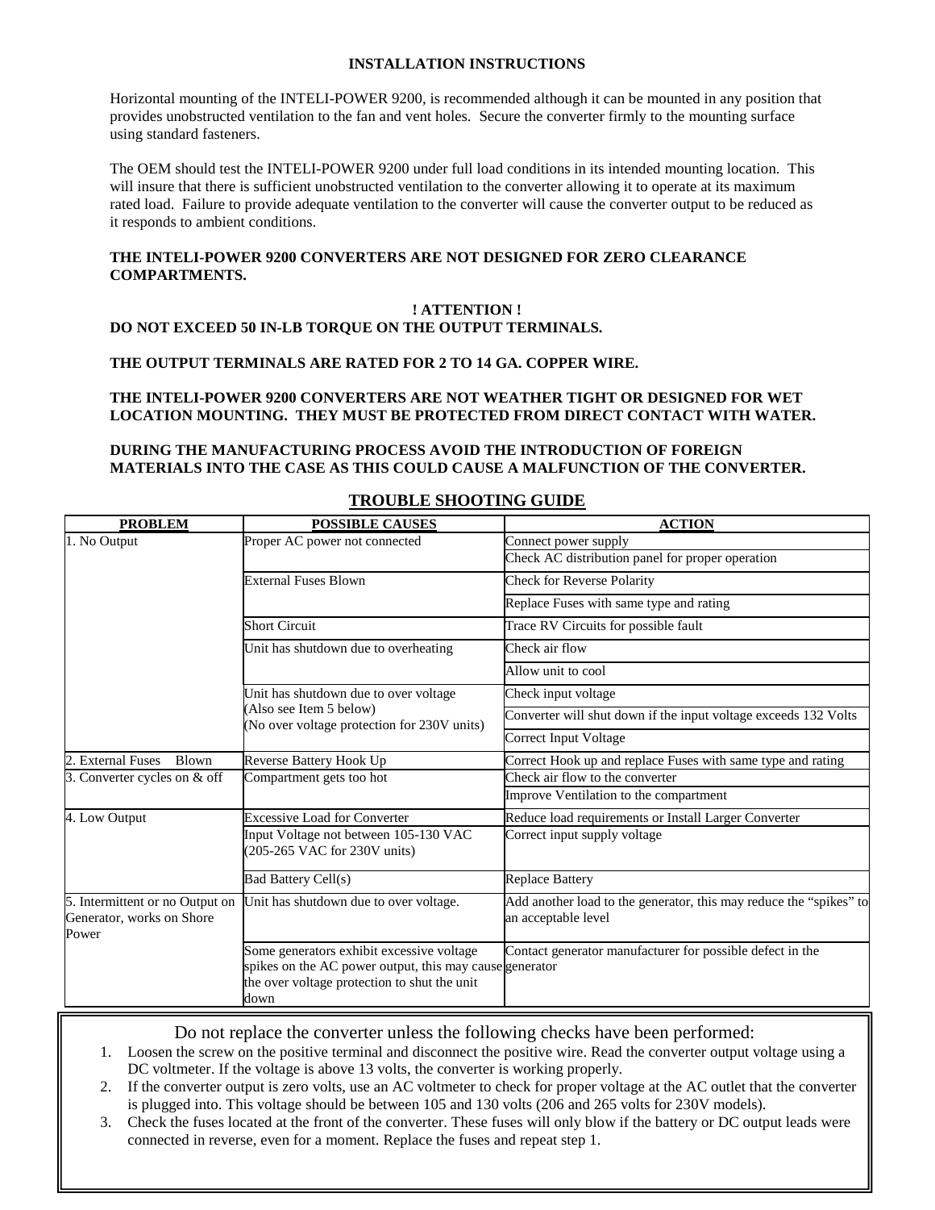## INSTALLATION INSTRUCTIONS

Horizontal mounting of the INTELI-POWER 9200, is recommended although it can be mounted in any position that provides unobstructed ventilation to the fan and vent holes. Secure the converter firmly to the mounting surface using standard fasteners.

The OEM should test the INTELI-POWER 9200 under full load conditions in its intended mounting location. This will insure that there is sufficient unobstructed ventilation to the converter allowing it to operate at its maximum rated load. Failure to provide adequate ventilation to the converter will cause the converter output to be reduced as it responds to ambient conditions.

**THE INTELI-POWER 9200 CONVERTERS ARE NOT DESIGNED FOR ZERO CLEARANCE COMPARTMENTS.**

**! ATTENTION !**
**DO NOT EXCEED 50 IN-LB TORQUE ON THE OUTPUT TERMINALS.**

**THE OUTPUT TERMINALS ARE RATED FOR 2 TO 14 GA. COPPER WIRE.**

**THE INTELI-POWER 9200 CONVERTERS ARE NOT WEATHER TIGHT OR DESIGNED FOR WET LOCATION MOUNTING. THEY MUST BE PROTECTED FROM DIRECT CONTACT WITH WATER.**

**DURING THE MANUFACTURING PROCESS AVOID THE INTRODUCTION OF FOREIGN MATERIALS INTO THE CASE AS THIS COULD CAUSE A MALFUNCTION OF THE CONVERTER.**

## TROUBLE SHOOTING GUIDE

| PROBLEM | POSSIBLE CAUSES | ACTION |
|---|---|---|
| 1. No Output | Proper AC power not connected | Connect power supply |
| | | Check AC distribution panel for proper operation |
| | External Fuses Blown | Check for Reverse Polarity |
| | | Replace Fuses with same type and rating |
| | Short Circuit | Trace RV Circuits for possible fault |
| | Unit has shutdown due to overheating | Check air flow |
| | | Allow unit to cool |
| | Unit has shutdown due to over voltage (Also see Item 5 below) (No over voltage protection for 230V units) | Check input voltage |
| | | Converter will shut down if the input voltage exceeds 132 Volts |
| | | Correct Input Voltage |
| 2. External Fuses Blown | Reverse Battery Hook Up | Correct Hook up and replace Fuses with same type and rating |
| 3. Converter cycles on & off | Compartment gets too hot | Check air flow to the converter |
| | | Improve Ventilation to the compartment |
| 4. Low Output | Excessive Load for Converter | Reduce load requirements or Install Larger Converter |
| | Input Voltage not between 105-130 VAC (205-265 VAC for 230V units) | Correct input supply voltage |
| | Bad Battery Cell(s) | Replace Battery |
| 5. Intermittent or no Output on Generator, works on Shore Power | Unit has shutdown due to over voltage. | Add another load to the generator, this may reduce the "spikes" to an acceptable level |
| | Some generators exhibit excessive voltage spikes on the AC power output, this may cause the over voltage protection to shut the unit down | Contact generator manufacturer for possible defect in the generator |

Do not replace the converter unless the following checks have been performed:

1. Loosen the screw on the positive terminal and disconnect the positive wire. Read the converter output voltage using a DC voltmeter. If the voltage is above 13 volts, the converter is working properly.
2. If the converter output is zero volts, use an AC voltmeter to check for proper voltage at the AC outlet that the converter is plugged into. This voltage should be between 105 and 130 volts (206 and 265 volts for 230V models).
3. Check the fuses located at the front of the converter. These fuses will only blow if the battery or DC output leads were connected in reverse, even for a moment. Replace the fuses and repeat step 1.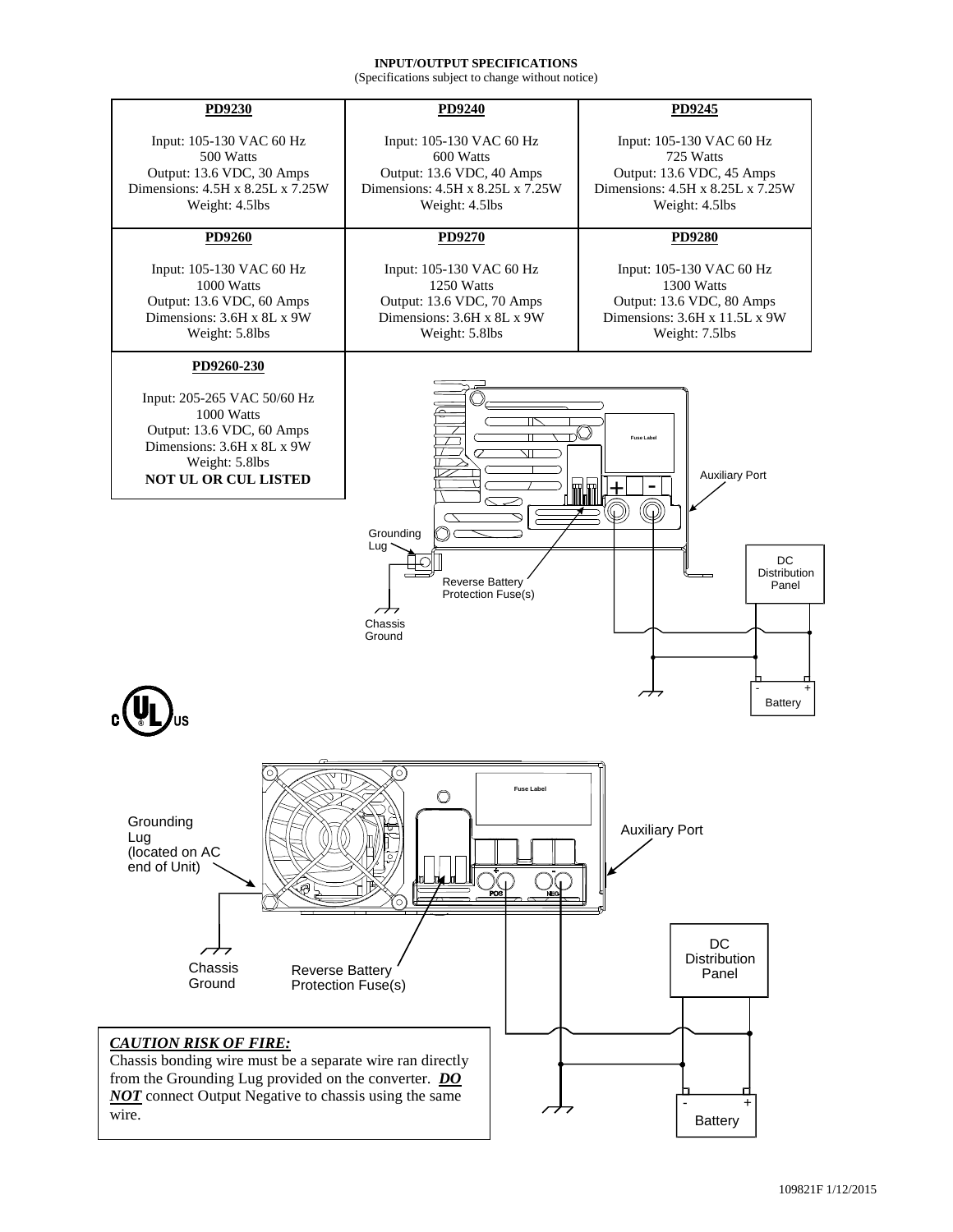**INPUT/OUTPUT SPECIFICATIONS**
(Specifications subject to change without notice)

| | | |
|---|---|---|
| **PD9230**<br><br>Input: 105-130 VAC 60 Hz<br>500 Watts<br>Output: 13.6 VDC, 30 Amps<br>Dimensions: 4.5H x 8.25L x 7.25W<br>Weight: 4.5lbs | **PD9240**<br><br>Input: 105-130 VAC 60 Hz<br>600 Watts<br>Output: 13.6 VDC, 40 Amps<br>Dimensions: 4.5H x 8.25L x 7.25W<br>Weight: 4.5lbs | **PD9245**<br><br>Input: 105-130 VAC 60 Hz<br>725 Watts<br>Output: 13.6 VDC, 45 Amps<br>Dimensions: 4.5H x 8.25L x 7.25W<br>Weight: 4.5lbs |
| **PD9260**<br><br>Input: 105-130 VAC 60 Hz<br>1000 Watts<br>Output: 13.6 VDC, 60 Amps<br>Dimensions: 3.6H x 8L x 9W<br>Weight: 5.8lbs | **PD9270**<br><br>Input: 105-130 VAC 60 Hz<br>1250 Watts<br>Output: 13.6 VDC, 70 Amps<br>Dimensions: 3.6H x 8L x 9W<br>Weight: 5.8lbs | **PD9280**<br><br>Input: 105-130 VAC 60 Hz<br>1300 Watts<br>Output: 13.6 VDC, 80 Amps<br>Dimensions: 3.6H x 11.5L x 9W<br>Weight: 7.5lbs |
| **PD9260-230**<br><br>Input: 205-265 VAC 50/60 Hz<br>1000 Watts<br>Output: 13.6 VDC, 60 Amps<br>Dimensions: 3.6H x 8L x 9W<br>Weight: 5.8lbs<br>**NOT UL OR CUL LISTED** | | |

Fuse Label
Auxiliary Port
Grounding Lug
Reverse Battery Protection Fuse(s)
Chassis Ground
DC Distribution Panel
Battery

Fuse Label
Grounding Lug (located on AC end of Unit)
Auxiliary Port
POS
NEG
Chassis Ground
Reverse Battery Protection Fuse(s)
DC Distribution Panel
Battery

***CAUTION RISK OF FIRE:***
Chassis bonding wire must be a separate wire ran directly from the Grounding Lug provided on the converter. ***DO NOT*** connect Output Negative to chassis using the same wire.

109821F 1/12/2015